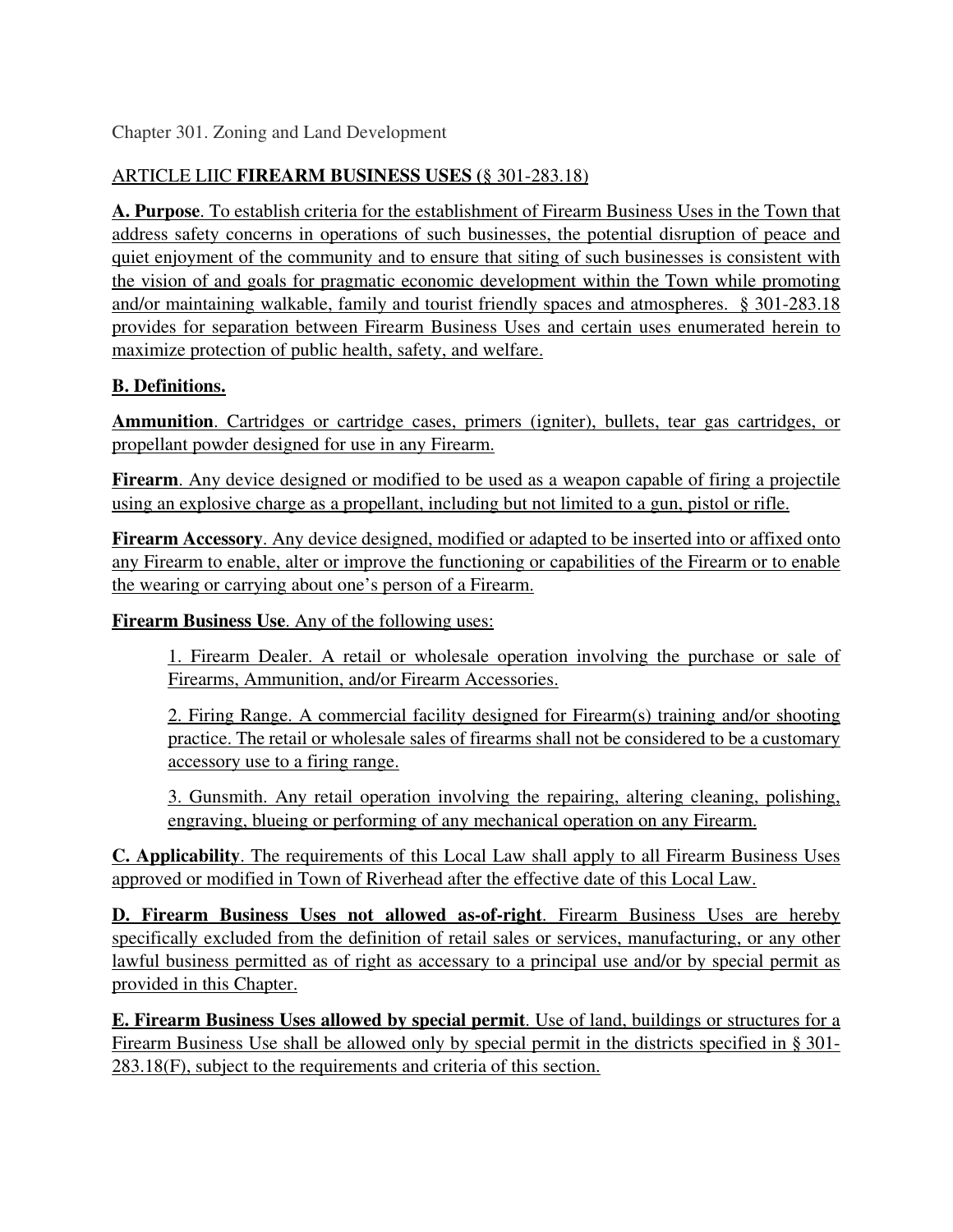Chapter 301. Zoning and Land Development

## ARTICLE LIIC **FIREARM BUSINESS USES** (§ 301-283.18)

**A. Purpose**. To establish criteria for the establishment of Firearm Business Uses in the Town that address safety concerns in operations of such businesses, the potential disruption of peace and quiet enjoyment of the community and to ensure that siting of such businesses is consistent with the vision of and goals for pragmatic economic development within the Town while promoting and/or maintaining walkable, family and tourist friendly spaces and atmospheres. § 301-283.18 provides for separation between Firearm Business Uses and certain uses enumerated herein to maximize protection of public health, safety, and welfare.

**B. Definitions.**

**Ammunition**. Cartridges or cartridge cases, primers (igniter), bullets, tear gas cartridges, or propellant powder designed for use in any Firearm.

**Firearm**. Any device designed or modified to be used as a weapon capable of firing a projectile using an explosive charge as a propellant, including but not limited to a gun, pistol or rifle.

**Firearm Accessory**. Any device designed, modified or adapted to be inserted into or affixed onto any Firearm to enable, alter or improve the functioning or capabilities of the Firearm or to enable the wearing or carrying about one's person of a Firearm.

**Firearm Business Use**. Any of the following uses:

> 1. Firearm Dealer. A retail or wholesale operation involving the purchase or sale of Firearms, Ammunition, and/or Firearm Accessories.
>
> 2. Firing Range. A commercial facility designed for Firearm(s) training and/or shooting practice. The retail or wholesale sales of firearms shall not be considered to be a customary accessory use to a firing range.
>
> 3. Gunsmith. Any retail operation involving the repairing, altering cleaning, polishing, engraving, blueing or performing of any mechanical operation on any Firearm.

**C. Applicability**. The requirements of this Local Law shall apply to all Firearm Business Uses approved or modified in Town of Riverhead after the effective date of this Local Law.

**D. Firearm Business Uses not allowed as-of-right**. Firearm Business Uses are hereby specifically excluded from the definition of retail sales or services, manufacturing, or any other lawful business permitted as of right as accessary to a principal use and/or by special permit as provided in this Chapter.

**E. Firearm Business Uses allowed by special permit**. Use of land, buildings or structures for a Firearm Business Use shall be allowed only by special permit in the districts specified in § 301-283.18(F), subject to the requirements and criteria of this section.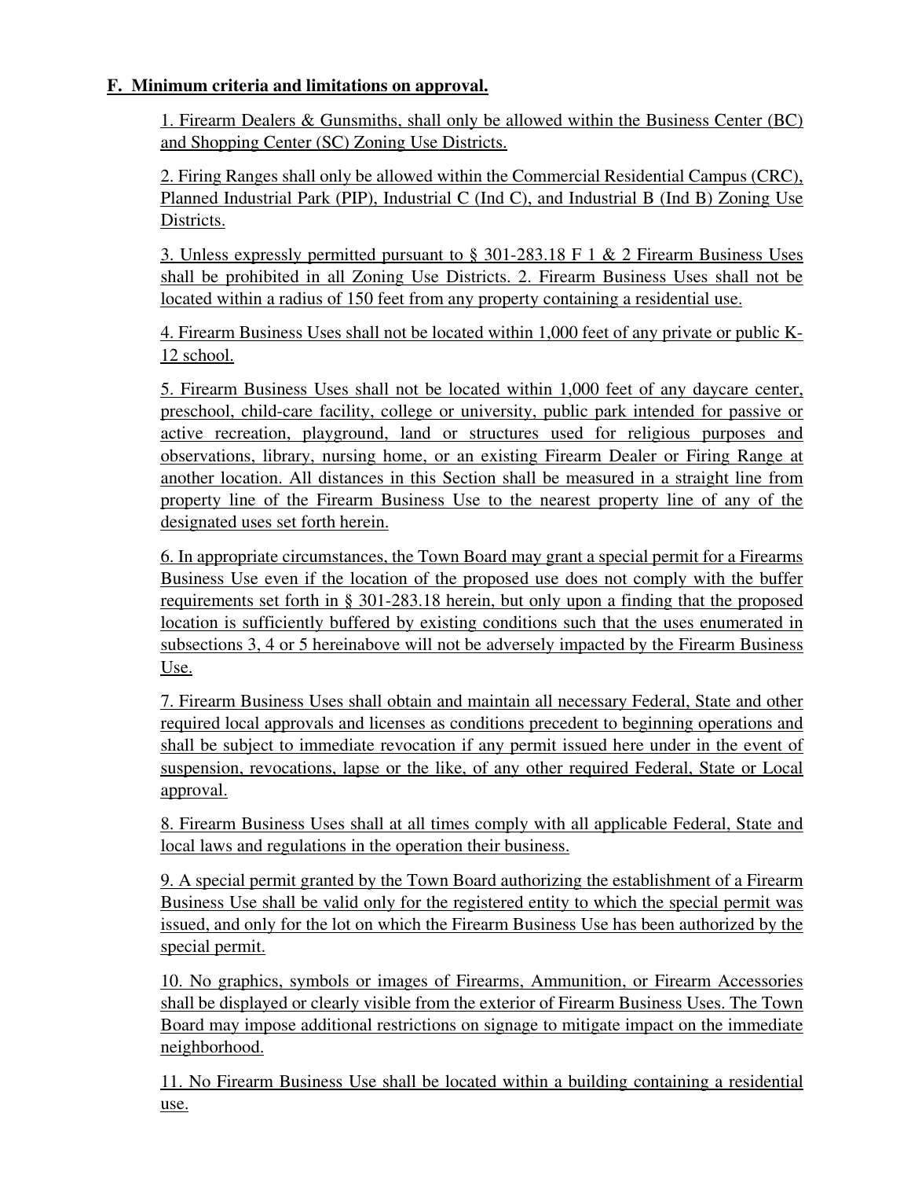**F. Minimum criteria and limitations on approval.**

1. Firearm Dealers & Gunsmiths, shall only be allowed within the Business Center (BC) and Shopping Center (SC) Zoning Use Districts.

2. Firing Ranges shall only be allowed within the Commercial Residential Campus (CRC), Planned Industrial Park (PIP), Industrial C (Ind C), and Industrial B (Ind B) Zoning Use Districts.

3. Unless expressly permitted pursuant to § 301-283.18 F 1 & 2 Firearm Business Uses shall be prohibited in all Zoning Use Districts. 2. Firearm Business Uses shall not be located within a radius of 150 feet from any property containing a residential use.

4. Firearm Business Uses shall not be located within 1,000 feet of any private or public K-12 school.

5. Firearm Business Uses shall not be located within 1,000 feet of any daycare center, preschool, child-care facility, college or university, public park intended for passive or active recreation, playground, land or structures used for religious purposes and observations, library, nursing home, or an existing Firearm Dealer or Firing Range at another location. All distances in this Section shall be measured in a straight line from property line of the Firearm Business Use to the nearest property line of any of the designated uses set forth herein.

6. In appropriate circumstances, the Town Board may grant a special permit for a Firearms Business Use even if the location of the proposed use does not comply with the buffer requirements set forth in § 301-283.18 herein, but only upon a finding that the proposed location is sufficiently buffered by existing conditions such that the uses enumerated in subsections 3, 4 or 5 hereinabove will not be adversely impacted by the Firearm Business Use.

7. Firearm Business Uses shall obtain and maintain all necessary Federal, State and other required local approvals and licenses as conditions precedent to beginning operations and shall be subject to immediate revocation if any permit issued here under in the event of suspension, revocations, lapse or the like, of any other required Federal, State or Local approval.

8. Firearm Business Uses shall at all times comply with all applicable Federal, State and local laws and regulations in the operation their business.

9. A special permit granted by the Town Board authorizing the establishment of a Firearm Business Use shall be valid only for the registered entity to which the special permit was issued, and only for the lot on which the Firearm Business Use has been authorized by the special permit.

10. No graphics, symbols or images of Firearms, Ammunition, or Firearm Accessories shall be displayed or clearly visible from the exterior of Firearm Business Uses. The Town Board may impose additional restrictions on signage to mitigate impact on the immediate neighborhood.

11. No Firearm Business Use shall be located within a building containing a residential use.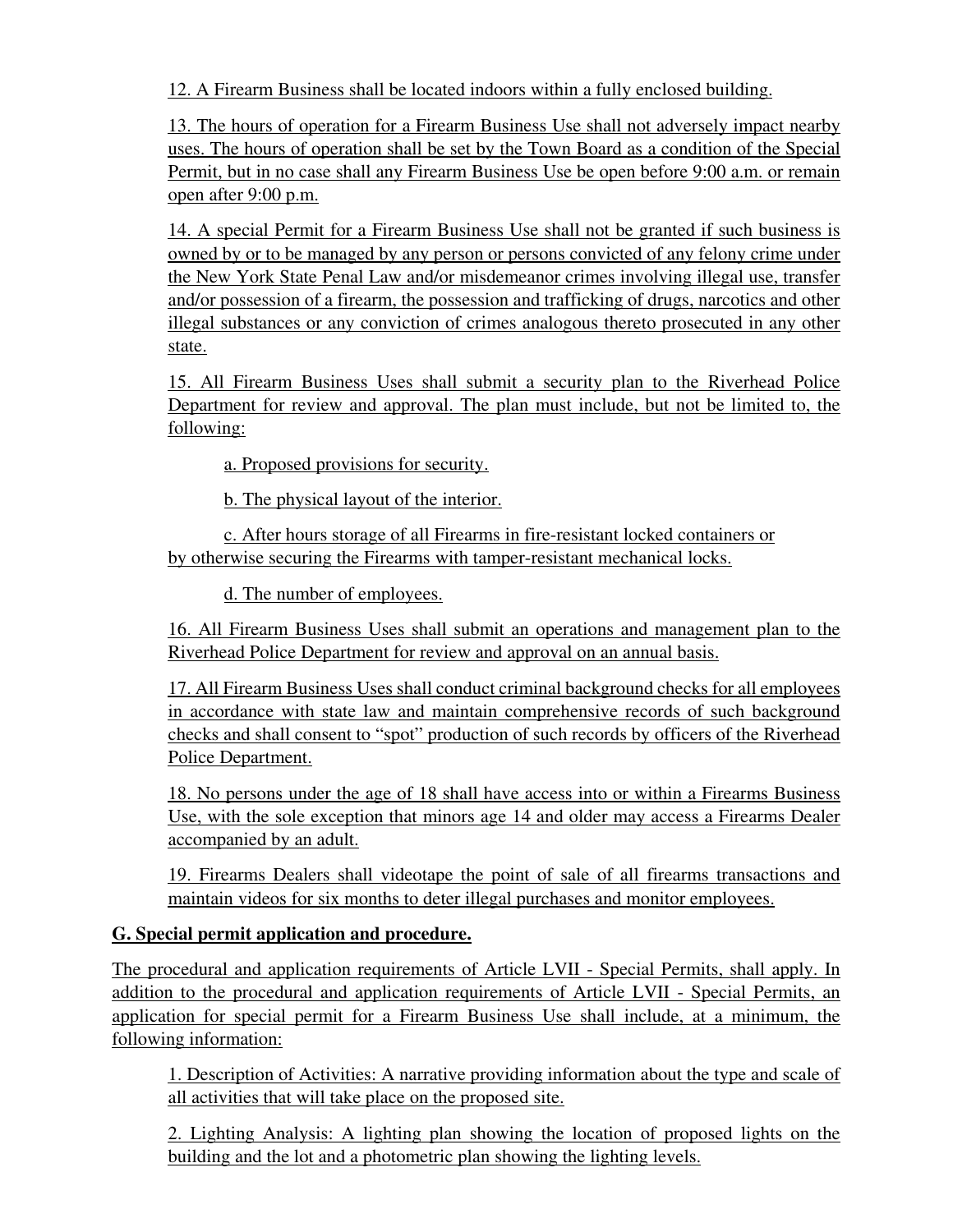12. A Firearm Business shall be located indoors within a fully enclosed building.

13. The hours of operation for a Firearm Business Use shall not adversely impact nearby uses. The hours of operation shall be set by the Town Board as a condition of the Special Permit, but in no case shall any Firearm Business Use be open before 9:00 a.m. or remain open after 9:00 p.m.

14. A special Permit for a Firearm Business Use shall not be granted if such business is owned by or to be managed by any person or persons convicted of any felony crime under the New York State Penal Law and/or misdemeanor crimes involving illegal use, transfer and/or possession of a firearm, the possession and trafficking of drugs, narcotics and other illegal substances or any conviction of crimes analogous thereto prosecuted in any other state.

15. All Firearm Business Uses shall submit a security plan to the Riverhead Police Department for review and approval. The plan must include, but not be limited to, the following:

a. Proposed provisions for security.

b. The physical layout of the interior.

c. After hours storage of all Firearms in fire-resistant locked containers or by otherwise securing the Firearms with tamper-resistant mechanical locks.

d. The number of employees.

16. All Firearm Business Uses shall submit an operations and management plan to the Riverhead Police Department for review and approval on an annual basis.

17. All Firearm Business Uses shall conduct criminal background checks for all employees in accordance with state law and maintain comprehensive records of such background checks and shall consent to "spot" production of such records by officers of the Riverhead Police Department.

18. No persons under the age of 18 shall have access into or within a Firearms Business Use, with the sole exception that minors age 14 and older may access a Firearms Dealer accompanied by an adult.

19. Firearms Dealers shall videotape the point of sale of all firearms transactions and maintain videos for six months to deter illegal purchases and monitor employees.

**G. Special permit application and procedure.**

The procedural and application requirements of Article LVII - Special Permits, shall apply. In addition to the procedural and application requirements of Article LVII - Special Permits, an application for special permit for a Firearm Business Use shall include, at a minimum, the following information:

1. Description of Activities: A narrative providing information about the type and scale of all activities that will take place on the proposed site.

2. Lighting Analysis: A lighting plan showing the location of proposed lights on the building and the lot and a photometric plan showing the lighting levels.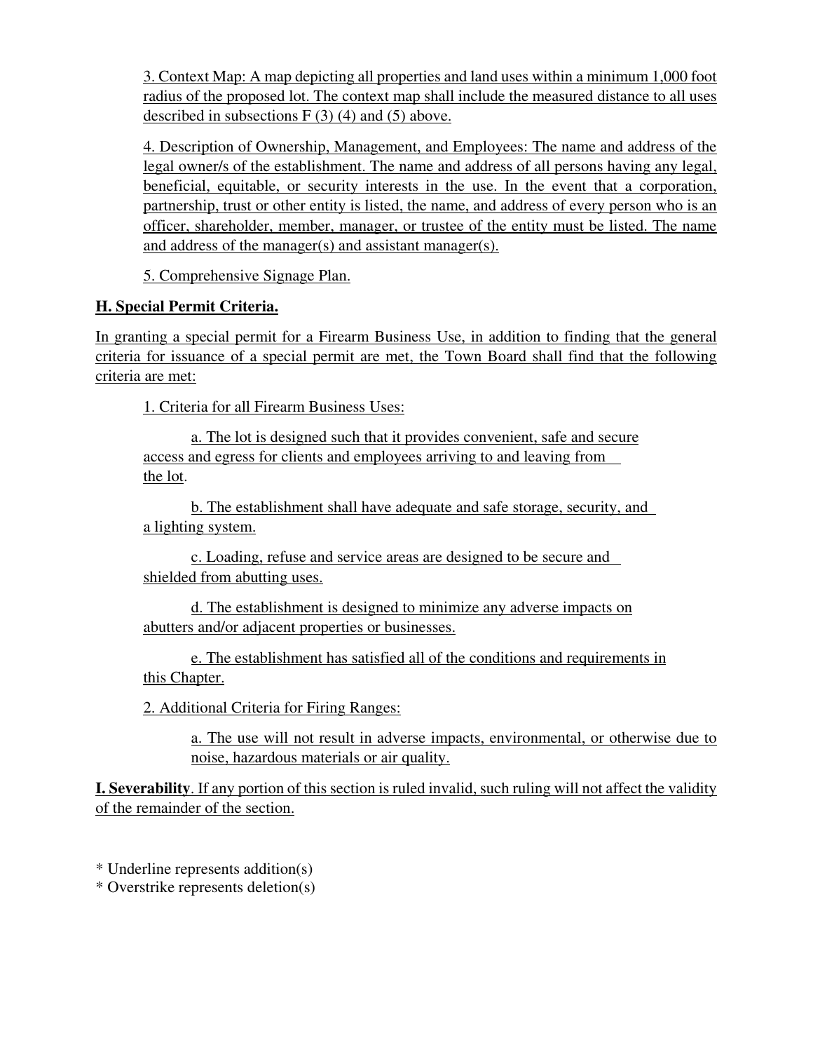3. Context Map: A map depicting all properties and land uses within a minimum 1,000 foot radius of the proposed lot. The context map shall include the measured distance to all uses described in subsections F (3) (4) and (5) above.

4. Description of Ownership, Management, and Employees: The name and address of the legal owner/s of the establishment. The name and address of all persons having any legal, beneficial, equitable, or security interests in the use. In the event that a corporation, partnership, trust or other entity is listed, the name, and address of every person who is an officer, shareholder, member, manager, or trustee of the entity must be listed. The name and address of the manager(s) and assistant manager(s).

5. Comprehensive Signage Plan.

**H. Special Permit Criteria.**

In granting a special permit for a Firearm Business Use, in addition to finding that the general criteria for issuance of a special permit are met, the Town Board shall find that the following criteria are met:

1. Criteria for all Firearm Business Uses:

a. The lot is designed such that it provides convenient, safe and secure access and egress for clients and employees arriving to and leaving from the lot.

b. The establishment shall have adequate and safe storage, security, and a lighting system.

c. Loading, refuse and service areas are designed to be secure and shielded from abutting uses.

d. The establishment is designed to minimize any adverse impacts on abutters and/or adjacent properties or businesses.

e. The establishment has satisfied all of the conditions and requirements in this Chapter.

2. Additional Criteria for Firing Ranges:

a. The use will not result in adverse impacts, environmental, or otherwise due to noise, hazardous materials or air quality.

**I. Severability**. If any portion of this section is ruled invalid, such ruling will not affect the validity of the remainder of the section.

* Underline represents addition(s)
* Overstrike represents deletion(s)